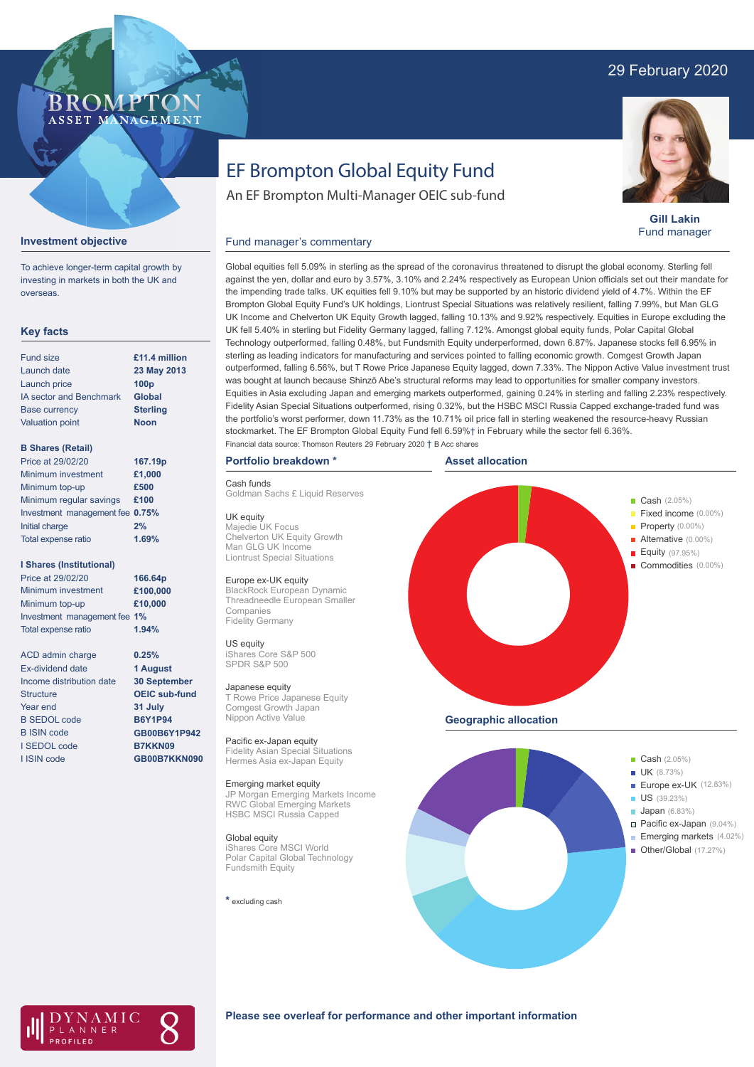29 February 2020

# EF Brompton Global Equity Fund

An EF Brompton Multi-Manager OEIC sub-fund

**Gill Lakin**
Fund manager

## Investment objective

To achieve longer-term capital growth by investing in markets in both the UK and overseas.

## Key facts

| | |
|---|---|
| Fund size | £11.4 million |
| Launch date | 23 May 2013 |
| Launch price | 100p |
| IA sector and Benchmark | Global |
| Base currency | Sterling |
| Valuation point | Noon |

**B Shares (Retail)**

| | |
|---|---|
| Price at 29/02/20 | 167.19p |
| Minimum investment | £1,000 |
| Minimum top-up | £500 |
| Minimum regular savings | £100 |
| Investment management fee | 0.75% |
| Initial charge | 2% |
| Total expense ratio | 1.69% |

**I Shares (Institutional)**

| | |
|---|---|
| Price at 29/02/20 | 166.64p |
| Minimum investment | £100,000 |
| Minimum top-up | £10,000 |
| Investment management fee | 1% |
| Total expense ratio | 1.94% |

| | |
|---|---|
| ACD admin charge | 0.25% |
| Ex-dividend date | 1 August |
| Income distribution date | 30 September |
| Structure | OEIC sub-fund |
| Year end | 31 July |
| B SEDOL code | B6Y1P94 |
| B ISIN code | GB00B6Y1P942 |
| I SEDOL code | B7KKN09 |
| I ISIN code | GB00B7KKN090 |

## Fund manager's commentary

Global equities fell 5.09% in sterling as the spread of the coronavirus threatened to disrupt the global economy. Sterling fell against the yen, dollar and euro by 3.57%, 3.10% and 2.24% respectively as European Union officials set out their mandate for the impending trade talks. UK equities fell 9.10% but may be supported by an historic dividend yield of 4.7%. Within the EF Brompton Global Equity Fund's UK holdings, Liontrust Special Situations was relatively resilient, falling 7.99%, but Man GLG UK Income and Chelverton UK Equity Growth lagged, falling 10.13% and 9.92% respectively. Equities in Europe excluding the UK fell 5.40% in sterling but Fidelity Germany lagged, falling 7.12%. Amongst global equity funds, Polar Capital Global Technology outperformed, falling 0.48%, but Fundsmith Equity underperformed, down 6.87%. Japanese stocks fell 6.95% in sterling as leading indicators for manufacturing and services pointed to falling economic growth. Comgest Growth Japan outperformed, falling 6.56%, but T Rowe Price Japanese Equity lagged, down 7.33%. The Nippon Active Value investment trust was bought at launch because Shinzō Abe's structural reforms may lead to opportunities for smaller company investors. Equities in Asia excluding Japan and emerging markets outperformed, gaining 0.24% in sterling and falling 2.23% respectively. Fidelity Asian Special Situations outperformed, rising 0.32%, but the HSBC MSCI Russia Capped exchange-traded fund was the portfolio's worst performer, down 11.73% as the 10.71% oil price fall in sterling weakened the resource-heavy Russian stockmarket. The EF Brompton Global Equity Fund fell 6.59%† in February while the sector fell 6.36%.

Financial data source: Thomson Reuters 29 February 2020 † B Acc shares

## Portfolio breakdown *

**Cash funds**
Goldman Sachs £ Liquid Reserves

**UK equity**
Majedie UK Focus
Chelverton UK Equity Growth
Man GLG UK Income
Liontrust Special Situations

**Europe ex-UK equity**
BlackRock European Dynamic
Threadneedle European Smaller Companies
Fidelity Germany

**US equity**
iShares Core S&P 500
SPDR S&P 500

**Japanese equity**
T Rowe Price Japanese Equity
Comgest Growth Japan
Nippon Active Value

**Pacific ex-Japan equity**
Fidelity Asian Special Situations
Hermes Asia ex-Japan Equity

**Emerging market equity**
JP Morgan Emerging Markets Income
RWC Global Emerging Markets
HSBC MSCI Russia Capped

**Global equity**
iShares Core MSCI World
Polar Capital Global Technology
Fundsmith Equity

\* excluding cash

## Asset allocation

- Cash (2.05%)
- Fixed income (0.00%)
- Property (0.00%)
- Alternative (0.00%)
- Equity (97.95%)
- Commodities (0.00%)

## Geographic allocation

- Cash (2.05%)
- UK (8.73%)
- Europe ex-UK (12.83%)
- US (39.23%)
- Japan (6.83%)
- Pacific ex-Japan (9.04%)
- Emerging markets (4.02%)
- Other/Global (17.27%)

**Please see overleaf for performance and other important information**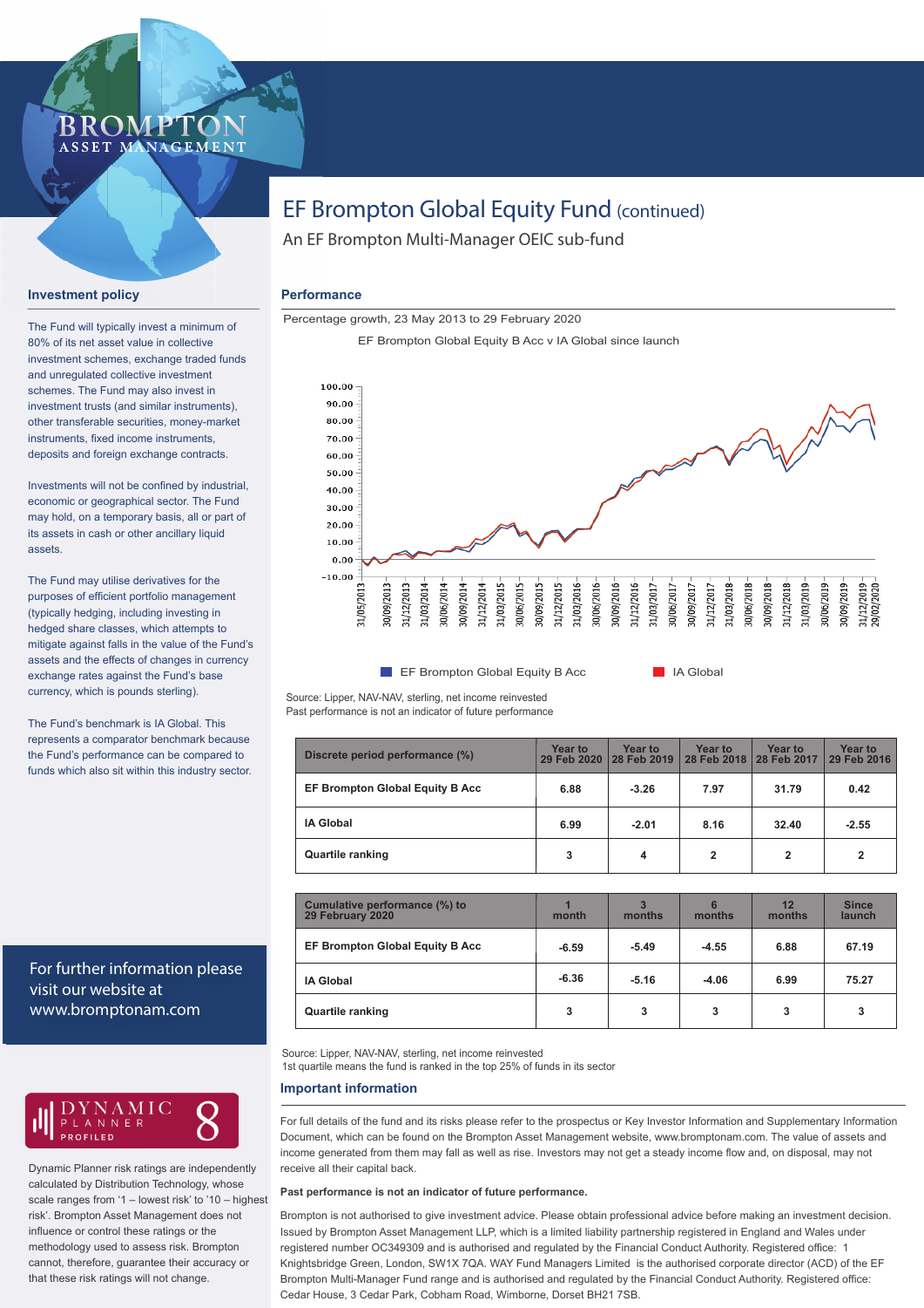# EF Brompton Global Equity Fund (continued)

An EF Brompton Multi-Manager OEIC sub-fund

## Investment policy

The Fund will typically invest a minimum of 80% of its net asset value in collective investment schemes, exchange traded funds and unregulated collective investment schemes. The Fund may also invest in investment trusts (and similar instruments), other transferable securities, money-market instruments, fixed income instruments, deposits and foreign exchange contracts.

Investments will not be confined by industrial, economic or geographical sector. The Fund may hold, on a temporary basis, all or part of its assets in cash or other ancillary liquid assets.

The Fund may utilise derivatives for the purposes of efficient portfolio management (typically hedging, including investing in hedged share classes, which attempts to mitigate against falls in the value of the Fund's assets and the effects of changes in currency exchange rates against the Fund's base currency, which is pounds sterling).

The Fund's benchmark is IA Global. This represents a comparator benchmark because the Fund's performance can be compared to funds which also sit within this industry sector.

For further information please visit our website at www.bromptonam.com

Dynamic Planner risk ratings are independently calculated by Distribution Technology, whose scale ranges from '1 – lowest risk' to '10 – highest risk'. Brompton Asset Management does not influence or control these ratings or the methodology used to assess risk. Brompton cannot, therefore, guarantee their accuracy or that these risk ratings will not change.

## Performance

Percentage growth, 23 May 2013 to 29 February 2020

EF Brompton Global Equity B Acc v IA Global since launch

100.00
90.00
80.00
70.00
60.00
50.00
40.00
30.00
20.00
10.00
0.00
-10.00

31/05/2013, 30/09/2013, 31/12/2013, 31/03/2014, 30/06/2014, 30/09/2014, 31/12/2014, 31/03/2015, 30/06/2015, 30/09/2015, 31/12/2015, 31/03/2016, 30/06/2016, 30/09/2016, 31/12/2016, 31/03/2017, 30/06/2017, 30/09/2017, 31/12/2017, 31/03/2018, 30/06/2018, 30/09/2018, 31/12/2018, 31/03/2019, 30/06/2019, 30/09/2019, 31/12/2019, 29/02/2020

EF Brompton Global Equity B Acc
IA Global

Source: Lipper, NAV-NAV, sterling, net income reinvested
Past performance is not an indicator of future performance

| Discrete period performance (%) | Year to 29 Feb 2020 | Year to 28 Feb 2019 | Year to 28 Feb 2018 | Year to 28 Feb 2017 | Year to 29 Feb 2016 |
|---|---|---|---|---|---|
| EF Brompton Global Equity B Acc | 6.88 | -3.26 | 7.97 | 31.79 | 0.42 |
| IA Global | 6.99 | -2.01 | 8.16 | 32.40 | -2.55 |
| Quartile ranking | 3 | 4 | 2 | 2 | 2 |

| Cumulative performance (%) to 29 February 2020 | 1 month | 3 months | 6 months | 12 months | Since launch |
|---|---|---|---|---|---|
| EF Brompton Global Equity B Acc | -6.59 | -5.49 | -4.55 | 6.88 | 67.19 |
| IA Global | -6.36 | -5.16 | -4.06 | 6.99 | 75.27 |
| Quartile ranking | 3 | 3 | 3 | 3 | 3 |

Source: Lipper, NAV-NAV, sterling, net income reinvested
1st quartile means the fund is ranked in the top 25% of funds in its sector

## Important information

For full details of the fund and its risks please refer to the prospectus or Key Investor Information and Supplementary Information Document, which can be found on the Brompton Asset Management website, www.bromptonam.com. The value of assets and income generated from them may fall as well as rise. Investors may not get a steady income flow and, on disposal, may not receive all their capital back.

**Past performance is not an indicator of future performance.**

Brompton is not authorised to give investment advice. Please obtain professional advice before making an investment decision. Issued by Brompton Asset Management LLP, which is a limited liability partnership registered in England and Wales under registered number OC349309 and is authorised and regulated by the Financial Conduct Authority. Registered office: 1 Knightsbridge Green, London, SW1X 7QA. WAY Fund Managers Limited is the authorised corporate director (ACD) of the EF Brompton Multi-Manager Fund range and is authorised and regulated by the Financial Conduct Authority. Registered office: Cedar House, 3 Cedar Park, Cobham Road, Wimborne, Dorset BH21 7SB.